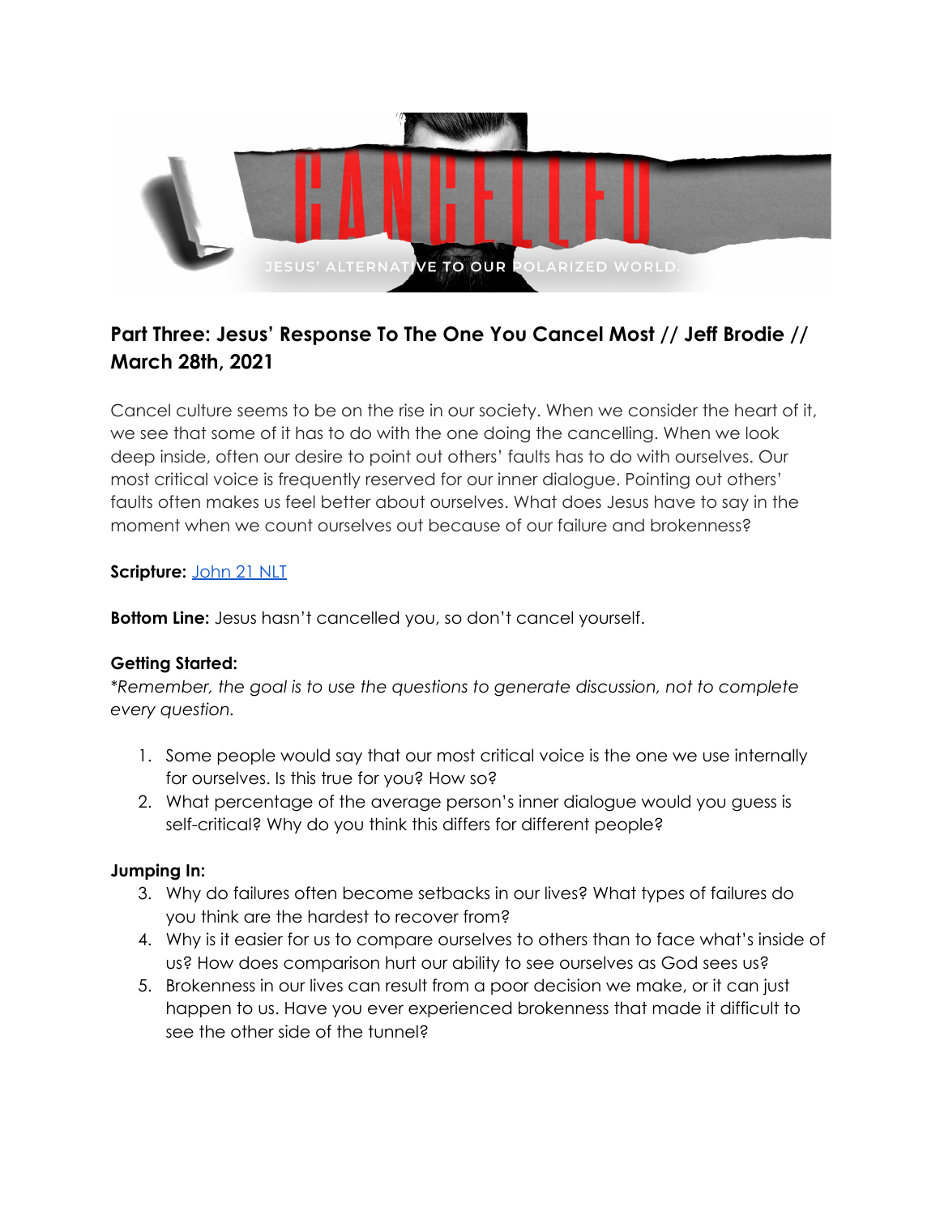## Part Three: Jesus' Response To The One You Cancel Most // Jeff Brodie // March 28th, 2021

Cancel culture seems to be on the rise in our society. When we consider the heart of it, we see that some of it has to do with the one doing the cancelling. When we look deep inside, often our desire to point out others' faults has to do with ourselves. Our most critical voice is frequently reserved for our inner dialogue. Pointing out others' faults often makes us feel better about ourselves. What does Jesus have to say in the moment when we count ourselves out because of our failure and brokenness?

**Scripture:** John 21 NLT

**Bottom Line:** Jesus hasn't cancelled you, so don't cancel yourself.

**Getting Started:**
*\*Remember, the goal is to use the questions to generate discussion, not to complete every question.*

1. Some people would say that our most critical voice is the one we use internally for ourselves. Is this true for you? How so?
2. What percentage of the average person's inner dialogue would you guess is self-critical? Why do you think this differs for different people?

**Jumping In:**

3. Why do failures often become setbacks in our lives? What types of failures do you think are the hardest to recover from?
4. Why is it easier for us to compare ourselves to others than to face what's inside of us? How does comparison hurt our ability to see ourselves as God sees us?
5. Brokenness in our lives can result from a poor decision we make, or it can just happen to us. Have you ever experienced brokenness that made it difficult to see the other side of the tunnel?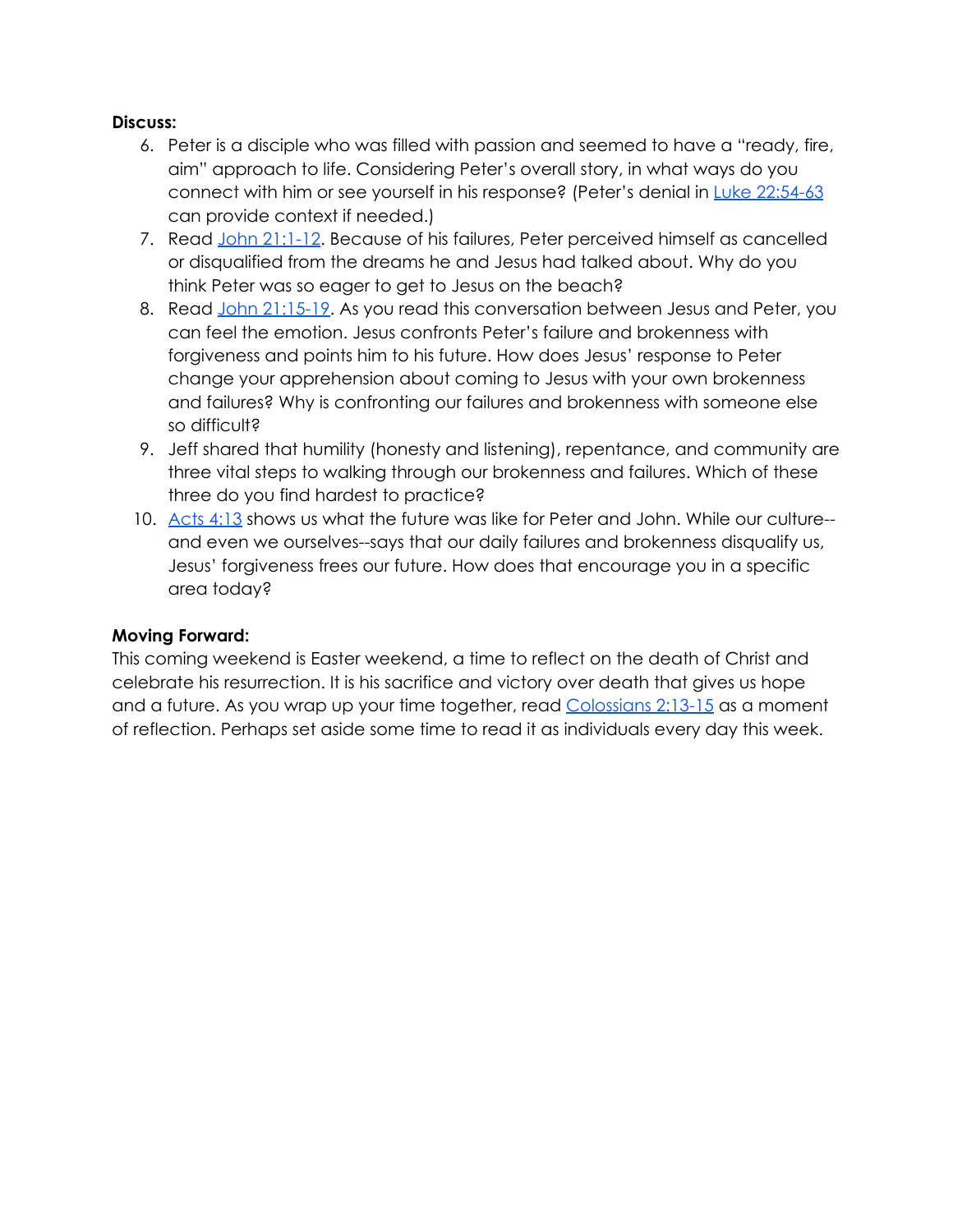**Discuss:**

6. Peter is a disciple who was filled with passion and seemed to have a "ready, fire, aim" approach to life. Considering Peter's overall story, in what ways do you connect with him or see yourself in his response? (Peter's denial in Luke 22:54-63 can provide context if needed.)
7. Read John 21:1-12. Because of his failures, Peter perceived himself as cancelled or disqualified from the dreams he and Jesus had talked about. Why do you think Peter was so eager to get to Jesus on the beach?
8. Read John 21:15-19. As you read this conversation between Jesus and Peter, you can feel the emotion. Jesus confronts Peter's failure and brokenness with forgiveness and points him to his future. How does Jesus' response to Peter change your apprehension about coming to Jesus with your own brokenness and failures? Why is confronting our failures and brokenness with someone else so difficult?
9. Jeff shared that humility (honesty and listening), repentance, and community are three vital steps to walking through our brokenness and failures. Which of these three do you find hardest to practice?
10. Acts 4:13 shows us what the future was like for Peter and John. While our culture--and even we ourselves--says that our daily failures and brokenness disqualify us, Jesus' forgiveness frees our future. How does that encourage you in a specific area today?

**Moving Forward:**

This coming weekend is Easter weekend, a time to reflect on the death of Christ and celebrate his resurrection. It is his sacrifice and victory over death that gives us hope and a future. As you wrap up your time together, read Colossians 2:13-15 as a moment of reflection. Perhaps set aside some time to read it as individuals every day this week.